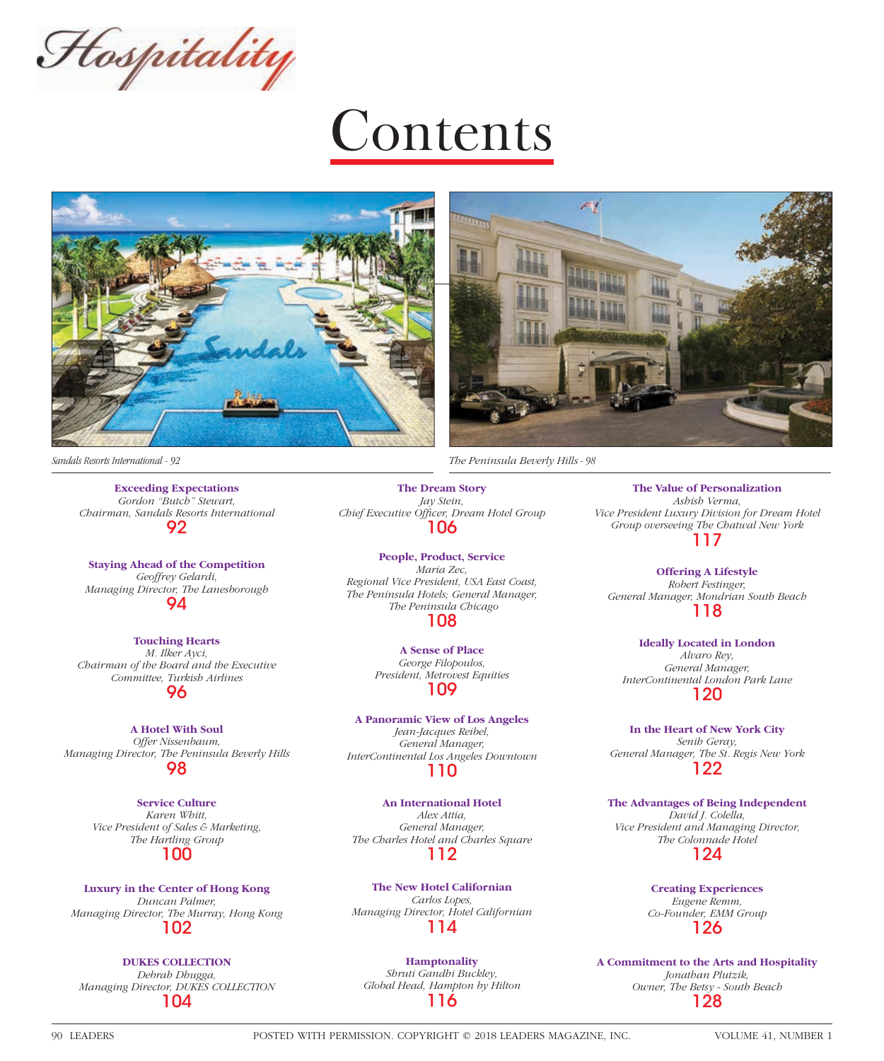# Hospitality

# Contents

*Sandals Resorts International - 92*

*The Peninsula Beverly Hills - 98*

**Exceeding Expectations**
*Gordon "Butch" Stewart, Chairman, Sandals Resorts International*
92

**Staying Ahead of the Competition**
*Geoffrey Gelardi, Managing Director, The Lanesborough*
94

**Touching Hearts**
*M. Ilker Ayci, Chairman of the Board and the Executive Committee, Turkish Airlines*
96

**A Hotel With Soul**
*Offer Nissenbaum, Managing Director, The Peninsula Beverly Hills*
98

**Service Culture**
*Karen Whitt, Vice President of Sales & Marketing, The Hartling Group*
100

**Luxury in the Center of Hong Kong**
*Duncan Palmer, Managing Director, The Murray, Hong Kong*
102

**DUKES COLLECTION**
*Debrah Dhugga, Managing Director, DUKES COLLECTION*
104

**The Dream Story**
*Jay Stein, Chief Executive Officer, Dream Hotel Group*
106

**People, Product, Service**
*Maria Zec, Regional Vice President, USA East Coast, The Peninsula Hotels; General Manager, The Peninsula Chicago*
108

**A Sense of Place**
*George Filopoulos, President, Metrovest Equities*
109

**A Panoramic View of Los Angeles**
*Jean-Jacques Reibel, General Manager, InterContinental Los Angeles Downtown*
110

**An International Hotel**
*Alex Attia, General Manager, The Charles Hotel and Charles Square*
112

**The New Hotel Californian**
*Carlos Lopes, Managing Director, Hotel Californian*
114

**Hamptonality**
*Shruti Gandhi Buckley, Global Head, Hampton by Hilton*
116

**The Value of Personalization**
*Ashish Verma, Vice President Luxury Division for Dream Hotel Group overseeing The Chatwal New York*
117

**Offering A Lifestyle**
*Robert Festinger, General Manager, Mondrian South Beach*
118

**Ideally Located in London**
*Alvaro Rey, General Manager, InterContinental London Park Lane*
120

**In the Heart of New York City**
*Senih Geray, General Manager, The St. Regis New York*
122

**The Advantages of Being Independent**
*David J. Colella, Vice President and Managing Director, The Colonnade Hotel*
124

**Creating Experiences**
*Eugene Remm, Co-Founder, EMM Group*
126

**A Commitment to the Arts and Hospitality**
*Jonathan Plutzik, Owner, The Betsy - South Beach*
128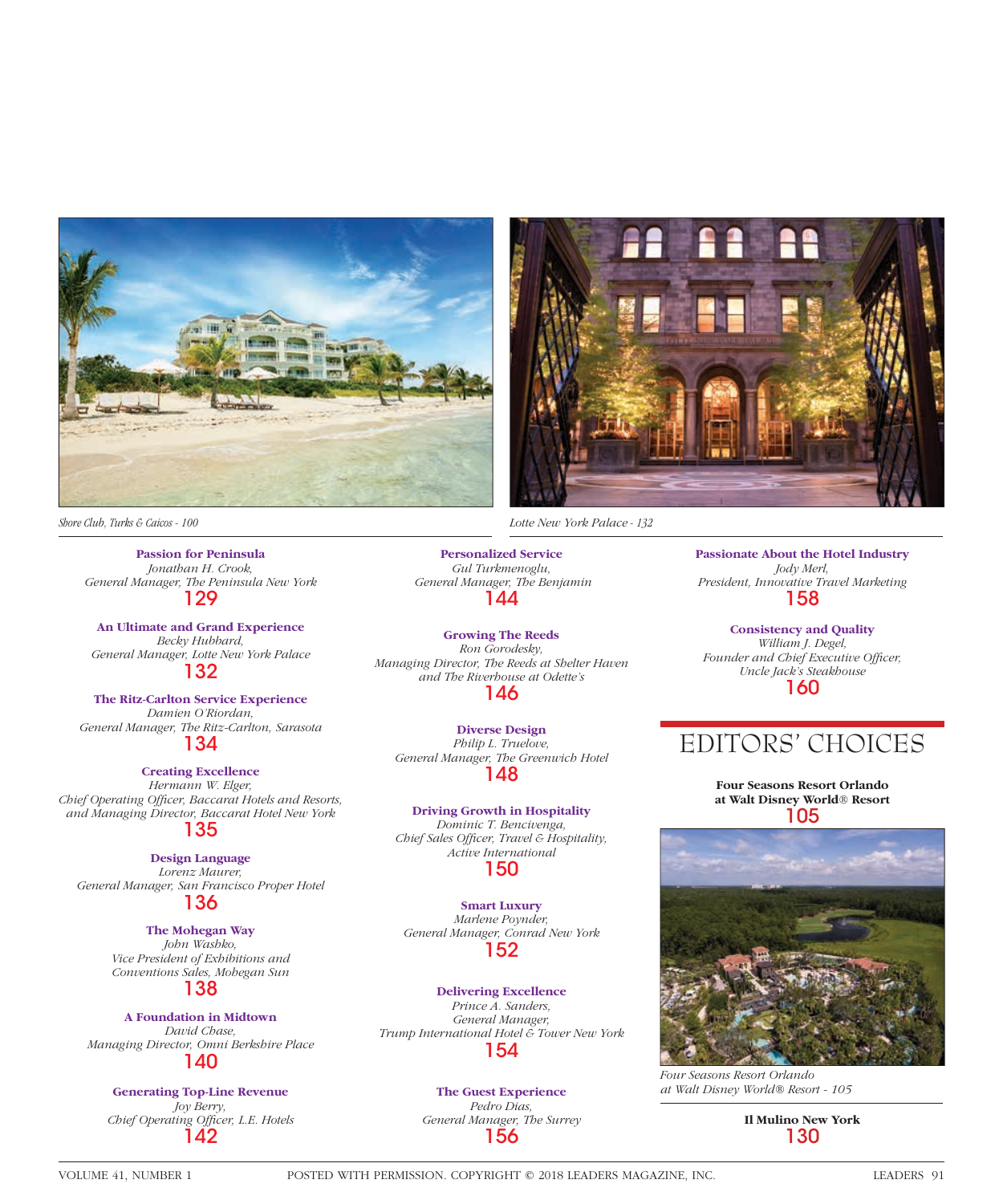Shore Club, Turks & Caicos - 100

Lotte New York Palace - 132

**Passion for Peninsula**
*Jonathan H. Crook,*
*General Manager, The Peninsula New York*
129

**An Ultimate and Grand Experience**
*Becky Hubbard,*
*General Manager, Lotte New York Palace*
132

**The Ritz-Carlton Service Experience**
*Damien O'Riordan,*
*General Manager, The Ritz-Carlton, Sarasota*
134

**Creating Excellence**
*Hermann W. Elger,*
*Chief Operating Officer, Baccarat Hotels and Resorts, and Managing Director, Baccarat Hotel New York*
135

**Design Language**
*Lorenz Maurer,*
*General Manager, San Francisco Proper Hotel*
136

**The Mohegan Way**
*John Washko,*
*Vice President of Exhibitions and Conventions Sales, Mohegan Sun*
138

**A Foundation in Midtown**
*David Chase,*
*Managing Director, Omni Berkshire Place*
140

**Generating Top-Line Revenue**
*Joy Berry,*
*Chief Operating Officer, L.E. Hotels*
142

**Personalized Service**
*Gul Turkmenoglu,*
*General Manager, The Benjamin*
144

**Growing The Reeds**
*Ron Gorodesky,*
*Managing Director, The Reeds at Shelter Haven and The Riverhouse at Odette's*
146

**Diverse Design**
*Philip L. Truelove,*
*General Manager, The Greenwich Hotel*
148

**Driving Growth in Hospitality**
*Dominic T. Bencivenga,*
*Chief Sales Officer, Travel & Hospitality, Active International*
150

**Smart Luxury**
*Marlene Poynder,*
*General Manager, Conrad New York*
152

**Delivering Excellence**
*Prince A. Sanders,*
*General Manager,*
*Trump International Hotel & Tower New York*
154

**The Guest Experience**
*Pedro Dias,*
*General Manager, The Surrey*
156

**Passionate About the Hotel Industry**
*Jody Merl,*
*President, Innovative Travel Marketing*
158

**Consistency and Quality**
*William J. Degel,*
*Founder and Chief Executive Officer, Uncle Jack's Steakhouse*
160

## EDITORS' CHOICES

**Four Seasons Resort Orlando at Walt Disney World® Resort**
105

*Four Seasons Resort Orlando at Walt Disney World® Resort - 105*

**Il Mulino New York**
130

POSTED WITH PERMISSION. COPYRIGHT © 2018 LEADERS MAGAZINE, INC.